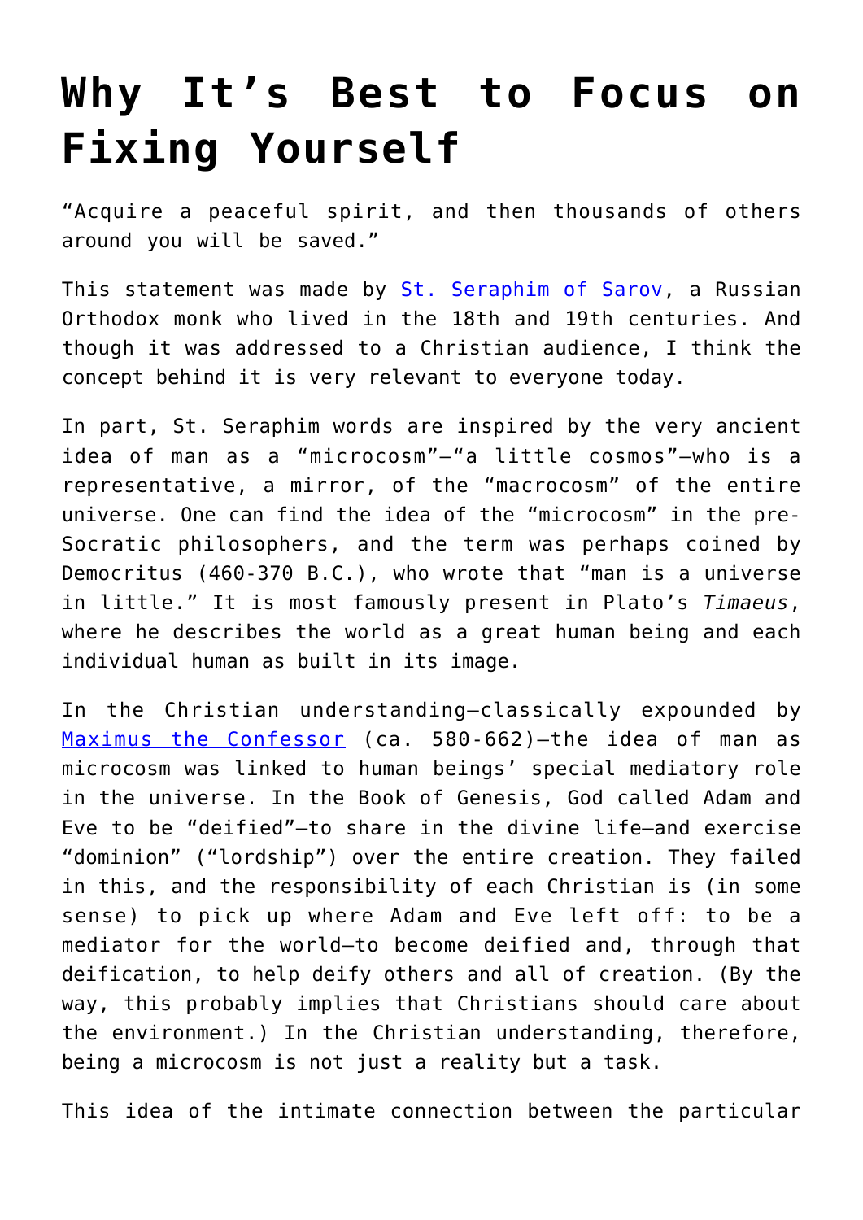# Why It's Best to Focus on Fixing Yourself

"Acquire a peaceful spirit, and then thousands of others around you will be saved."

This statement was made by [St. Seraphim of Sarov](), a Russian Orthodox monk who lived in the 18th and 19th centuries. And though it was addressed to a Christian audience, I think the concept behind it is very relevant to everyone today.

In part, St. Seraphim words are inspired by the very ancient idea of man as a "microcosm"—"a little cosmos"—who is a representative, a mirror, of the "macrocosm" of the entire universe. One can find the idea of the "microcosm" in the pre-Socratic philosophers, and the term was perhaps coined by Democritus (460-370 B.C.), who wrote that "man is a universe in little." It is most famously present in Plato's *Timaeus*, where he describes the world as a great human being and each individual human as built in its image.

In the Christian understanding—classically expounded by [Maximus the Confessor]() (ca. 580-662)—the idea of man as microcosm was linked to human beings' special mediatory role in the universe. In the Book of Genesis, God called Adam and Eve to be "deified"—to share in the divine life—and exercise "dominion" ("lordship") over the entire creation. They failed in this, and the responsibility of each Christian is (in some sense) to pick up where Adam and Eve left off: to be a mediator for the world—to become deified and, through that deification, to help deify others and all of creation. (By the way, this probably implies that Christians should care about the environment.) In the Christian understanding, therefore, being a microcosm is not just a reality but a task.

This idea of the intimate connection between the particular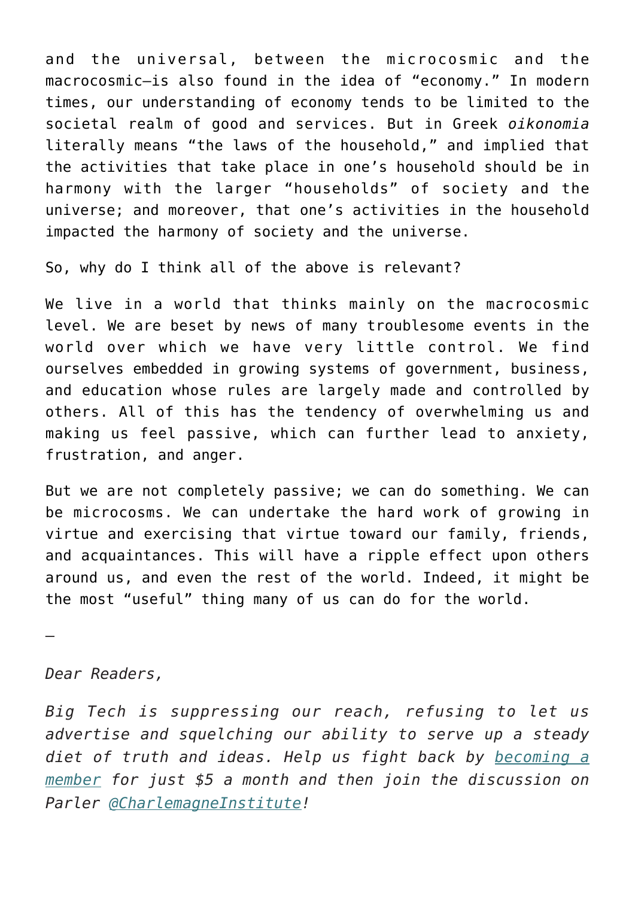and the universal, between the microcosmic and the macrocosmic—is also found in the idea of "economy." In modern times, our understanding of economy tends to be limited to the societal realm of good and services. But in Greek *oikonomia* literally means "the laws of the household," and implied that the activities that take place in one's household should be in harmony with the larger "households" of society and the universe; and moreover, that one's activities in the household impacted the harmony of society and the universe.

So, why do I think all of the above is relevant?

We live in a world that thinks mainly on the macrocosmic level. We are beset by news of many troublesome events in the world over which we have very little control. We find ourselves embedded in growing systems of government, business, and education whose rules are largely made and controlled by others. All of this has the tendency of overwhelming us and making us feel passive, which can further lead to anxiety, frustration, and anger.

But we are not completely passive; we can do something. We can be microcosms. We can undertake the hard work of growing in virtue and exercising that virtue toward our family, friends, and acquaintances. This will have a ripple effect upon others around us, and even the rest of the world. Indeed, it might be the most "useful" thing many of us can do for the world.

—

*Dear Readers,*

*Big Tech is suppressing our reach, refusing to let us advertise and squelching our ability to serve up a steady diet of truth and ideas. Help us fight back by becoming a member for just $5 a month and then join the discussion on Parler @CharlemagneInstitute!*